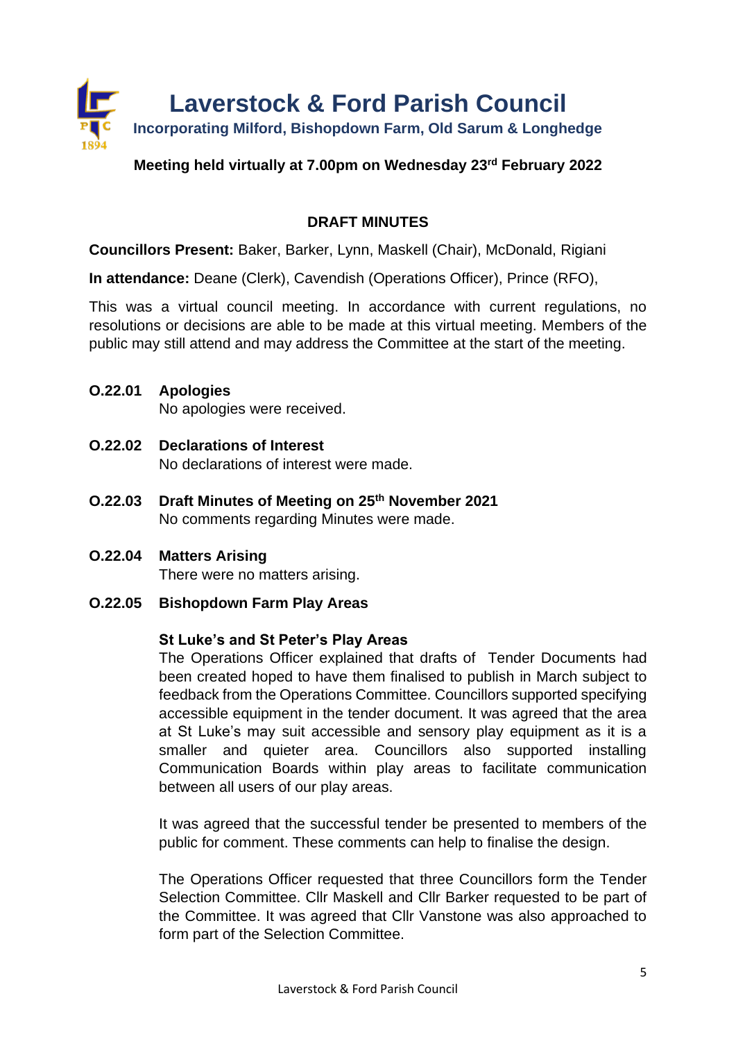# Laverstock & Ford Parish Council

**Incorporating Milford, Bishopdown Farm, Old Sarum & Longhedge**

**Meeting held virtually at 7.00pm on Wednesday 23rd February 2022**

## DRAFT MINUTES

**Councillors Present:** Baker, Barker, Lynn, Maskell (Chair), McDonald, Rigiani

**In attendance:** Deane (Clerk), Cavendish (Operations Officer), Prince (RFO),

This was a virtual council meeting. In accordance with current regulations, no resolutions or decisions are able to be made at this virtual meeting. Members of the public may still attend and may address the Committee at the start of the meeting.

**O.22.01 Apologies**

No apologies were received.

**O.22.02 Declarations of Interest**

No declarations of interest were made.

**O.22.03 Draft Minutes of Meeting on 25th November 2021**

No comments regarding Minutes were made.

**O.22.04 Matters Arising**

There were no matters arising.

**O.22.05 Bishopdown Farm Play Areas**

**St Luke's and St Peter's Play Areas**

The Operations Officer explained that drafts of Tender Documents had been created hoped to have them finalised to publish in March subject to feedback from the Operations Committee. Councillors supported specifying accessible equipment in the tender document. It was agreed that the area at St Luke's may suit accessible and sensory play equipment as it is a smaller and quieter area. Councillors also supported installing Communication Boards within play areas to facilitate communication between all users of our play areas.

It was agreed that the successful tender be presented to members of the public for comment. These comments can help to finalise the design.

The Operations Officer requested that three Councillors form the Tender Selection Committee. Cllr Maskell and Cllr Barker requested to be part of the Committee. It was agreed that Cllr Vanstone was also approached to form part of the Selection Committee.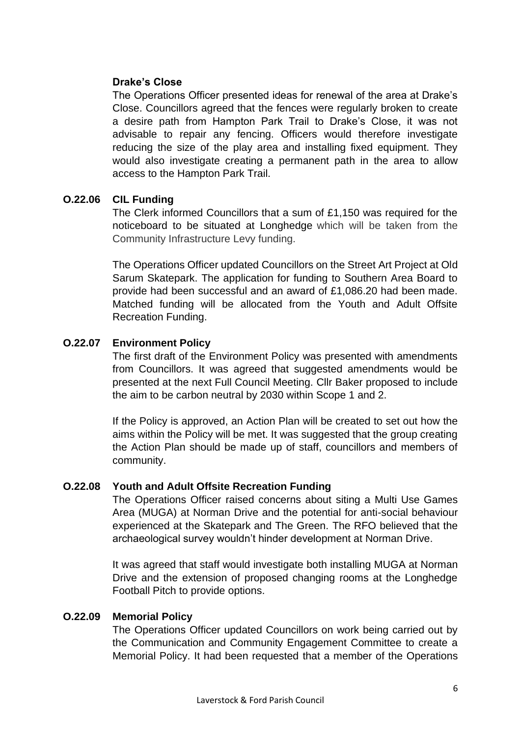**Drake's Close**

The Operations Officer presented ideas for renewal of the area at Drake's Close. Councillors agreed that the fences were regularly broken to create a desire path from Hampton Park Trail to Drake's Close, it was not advisable to repair any fencing. Officers would therefore investigate reducing the size of the play area and installing fixed equipment. They would also investigate creating a permanent path in the area to allow access to the Hampton Park Trail.

**O.22.06 CIL Funding**

The Clerk informed Councillors that a sum of £1,150 was required for the noticeboard to be situated at Longhedge which will be taken from the Community Infrastructure Levy funding.

The Operations Officer updated Councillors on the Street Art Project at Old Sarum Skatepark. The application for funding to Southern Area Board to provide had been successful and an award of £1,086.20 had been made. Matched funding will be allocated from the Youth and Adult Offsite Recreation Funding.

**O.22.07 Environment Policy**

The first draft of the Environment Policy was presented with amendments from Councillors. It was agreed that suggested amendments would be presented at the next Full Council Meeting. Cllr Baker proposed to include the aim to be carbon neutral by 2030 within Scope 1 and 2.

If the Policy is approved, an Action Plan will be created to set out how the aims within the Policy will be met. It was suggested that the group creating the Action Plan should be made up of staff, councillors and members of community.

**O.22.08 Youth and Adult Offsite Recreation Funding**

The Operations Officer raised concerns about siting a Multi Use Games Area (MUGA) at Norman Drive and the potential for anti-social behaviour experienced at the Skatepark and The Green. The RFO believed that the archaeological survey wouldn't hinder development at Norman Drive.

It was agreed that staff would investigate both installing MUGA at Norman Drive and the extension of proposed changing rooms at the Longhedge Football Pitch to provide options.

**O.22.09 Memorial Policy**

The Operations Officer updated Councillors on work being carried out by the Communication and Community Engagement Committee to create a Memorial Policy. It had been requested that a member of the Operations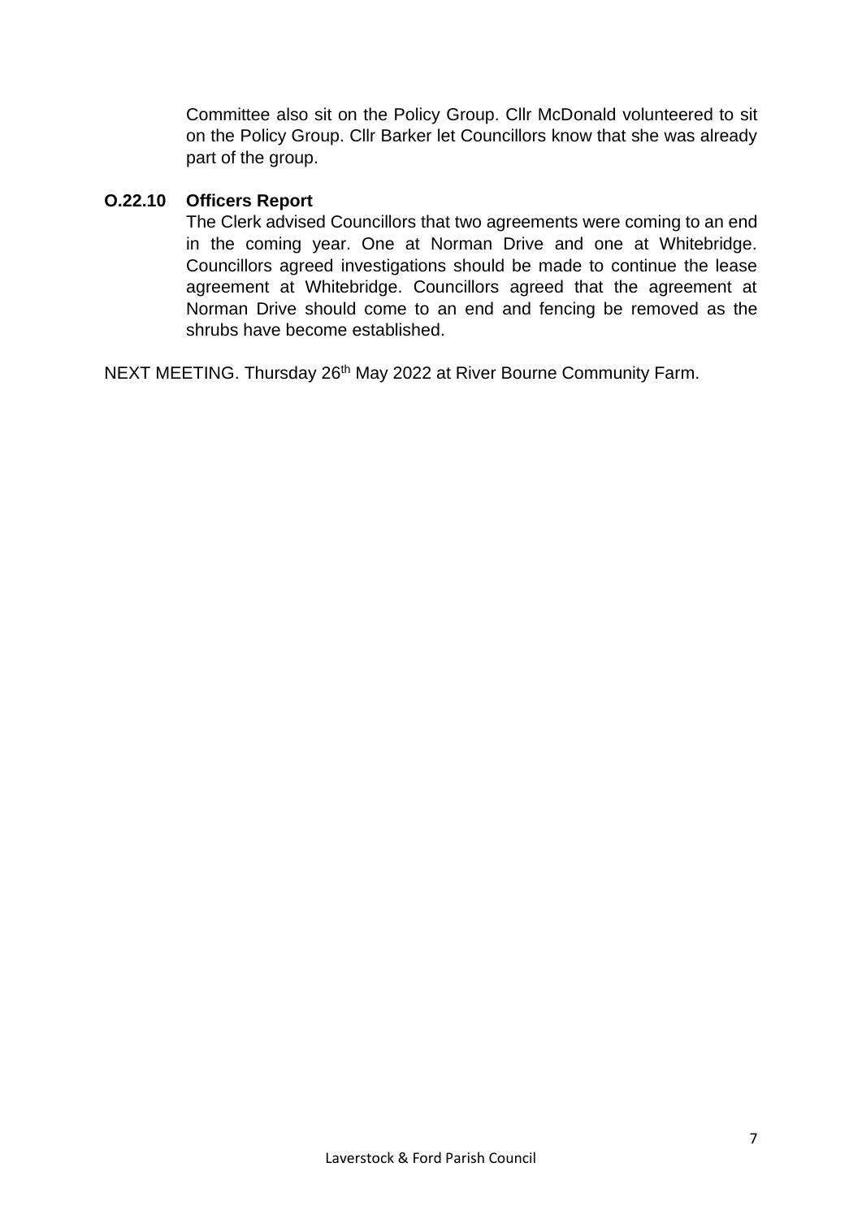Committee also sit on the Policy Group. Cllr McDonald volunteered to sit on the Policy Group. Cllr Barker let Councillors know that she was already part of the group.

**O.22.10 Officers Report**

The Clerk advised Councillors that two agreements were coming to an end in the coming year. One at Norman Drive and one at Whitebridge. Councillors agreed investigations should be made to continue the lease agreement at Whitebridge. Councillors agreed that the agreement at Norman Drive should come to an end and fencing be removed as the shrubs have become established.

NEXT MEETING. Thursday 26th May 2022 at River Bourne Community Farm.